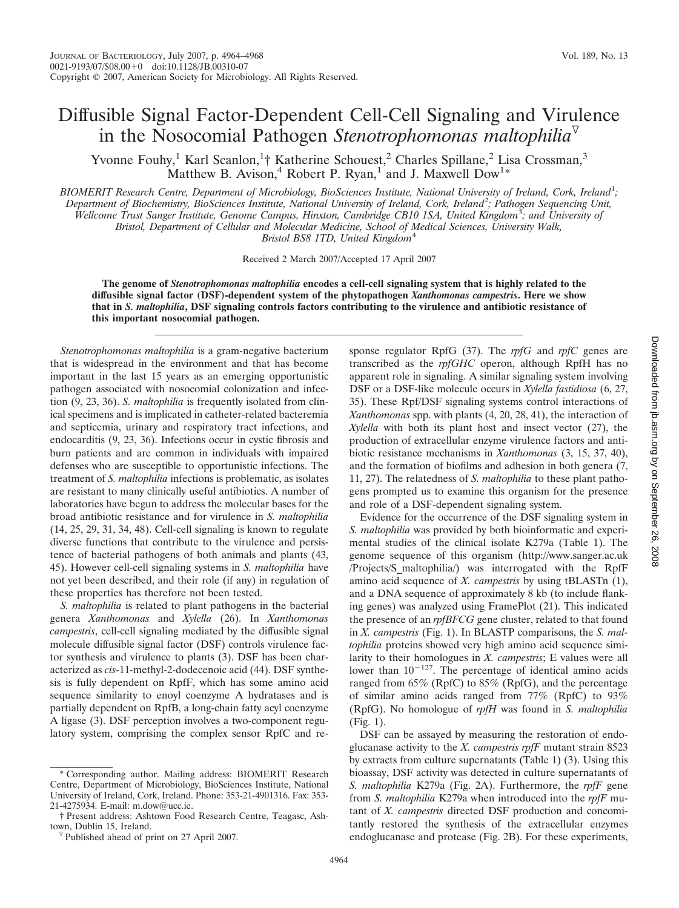# Diffusible Signal Factor-Dependent Cell-Cell Signaling and Virulence in the Nosocomial Pathogen *Stenotrophomonas maltophilia*[▽]

Yvonne Fouhy,[1] Karl Scanlon,[1]† Katherine Schouest,[2] Charles Spillane,[2] Lisa Crossman,[3] Matthew B. Avison,[4] Robert P. Ryan,[1] and J. Maxwell Dow[1]*

*BIOMERIT Research Centre, Department of Microbiology, BioSciences Institute, National University of Ireland, Cork, Ireland*[1]*; Department of Biochemistry, BioSciences Institute, National University of Ireland, Cork, Ireland*[2]*; Pathogen Sequencing Unit, Wellcome Trust Sanger Institute, Genome Campus, Hinxton, Cambridge CB10 1SA, United Kingdom*[3]*; and University of Bristol, Department of Cellular and Molecular Medicine, School of Medical Sciences, University Walk, Bristol BS8 1TD, United Kingdom*[4]

Received 2 March 2007/Accepted 17 April 2007

**The genome of *Stenotrophomonas maltophilia* encodes a cell-cell signaling system that is highly related to the diffusible signal factor (DSF)-dependent system of the phytopathogen *Xanthomonas campestris*. Here we show that in *S. maltophilia*, DSF signaling controls factors contributing to the virulence and antibiotic resistance of this important nosocomial pathogen.**

---

*Stenotrophomonas maltophilia* is a gram-negative bacterium that is widespread in the environment and that has become important in the last 15 years as an emerging opportunistic pathogen associated with nosocomial colonization and infection (9, 23, 36). *S. maltophilia* is frequently isolated from clinical specimens and is implicated in catheter-related bacteremia and septicemia, urinary and respiratory tract infections, and endocarditis (9, 23, 36). Infections occur in cystic fibrosis and burn patients and are common in individuals with impaired defenses who are susceptible to opportunistic infections. The treatment of *S. maltophilia* infections is problematic, as isolates are resistant to many clinically useful antibiotics. A number of laboratories have begun to address the molecular bases for the broad antibiotic resistance and for virulence in *S. maltophilia* (14, 25, 29, 31, 34, 48). Cell-cell signaling is known to regulate diverse functions that contribute to the virulence and persistence of bacterial pathogens of both animals and plants (43, 45). However cell-cell signaling systems in *S. maltophilia* have not yet been described, and their role (if any) in regulation of these properties has therefore not been tested.

*S. maltophilia* is related to plant pathogens in the bacterial genera *Xanthomonas* and *Xylella* (26). In *Xanthomonas campestris*, cell-cell signaling mediated by the diffusible signal molecule diffusible signal factor (DSF) controls virulence factor synthesis and virulence to plants (3). DSF has been characterized as *cis*-11-methyl-2-dodecenoic acid (44). DSF synthesis is fully dependent on RpfF, which has some amino acid sequence similarity to enoyl coenzyme A hydratases and is partially dependent on RpfB, a long-chain fatty acyl coenzyme A ligase (3). DSF perception involves a two-component regulatory system, comprising the complex sensor RpfC and response regulator RpfG (37). The *rpfG* and *rpfC* genes are transcribed as the *rpfGHC* operon, although RpfH has no apparent role in signaling. A similar signaling system involving DSF or a DSF-like molecule occurs in *Xylella fastidiosa* (6, 27, 35). These Rpf/DSF signaling systems control interactions of *Xanthomonas* spp. with plants (4, 20, 28, 41), the interaction of *Xylella* with both its plant host and insect vector (27), the production of extracellular enzyme virulence factors and antibiotic resistance mechanisms in *Xanthomonas* (3, 15, 37, 40), and the formation of biofilms and adhesion in both genera (7, 11, 27). The relatedness of *S. maltophilia* to these plant pathogens prompted us to examine this organism for the presence and role of a DSF-dependent signaling system.

Evidence for the occurrence of the DSF signaling system in *S. maltophilia* was provided by both bioinformatic and experimental studies of the clinical isolate K279a (Table 1). The genome sequence of this organism (http://www.sanger.ac.uk/Projects/S_maltophilia/) was interrogated with the RpfF amino acid sequence of *X. campestris* by using tBLASTn (1), and a DNA sequence of approximately 8 kb (to include flanking genes) was analyzed using FramePlot (21). This indicated the presence of an *rpfBFCG* gene cluster, related to that found in *X. campestris* (Fig. 1). In BLASTP comparisons, the *S. maltophilia* proteins showed very high amino acid sequence similarity to their homologues in *X. campestris*; E values were all lower than $10^{-127}$. The percentage of identical amino acids ranged from 65% (RpfC) to 85% (RpfG), and the percentage of similar amino acids ranged from 77% (RpfC) to 93% (RpfG). No homologue of *rpfH* was found in *S. maltophilia* (Fig. 1).

DSF can be assayed by measuring the restoration of endoglucanase activity to the *X. campestris rpfF* mutant strain 8523 by extracts from culture supernatants (Table 1) (3). Using this bioassay, DSF activity was detected in culture supernatants of *S. maltophilia* K279a (Fig. 2A). Furthermore, the *rpfF* gene from *S. maltophilia* K279a when introduced into the *rpfF* mutant of *X. campestris* directed DSF production and concomitantly restored the synthesis of the extracellular enzymes endoglucanase and protease (Fig. 2B). For these experiments,

---

* Corresponding author. Mailing address: BIOMERIT Research Centre, Department of Microbiology, BioSciences Institute, National University of Ireland, Cork, Ireland. Phone: 353-21-4901316. Fax: 353-21-4275934. E-mail: m.dow@ucc.ie.

† Present address: Ashtown Food Research Centre, Teagasc, Ashtown, Dublin 15, Ireland.

▽ Published ahead of print on 27 April 2007.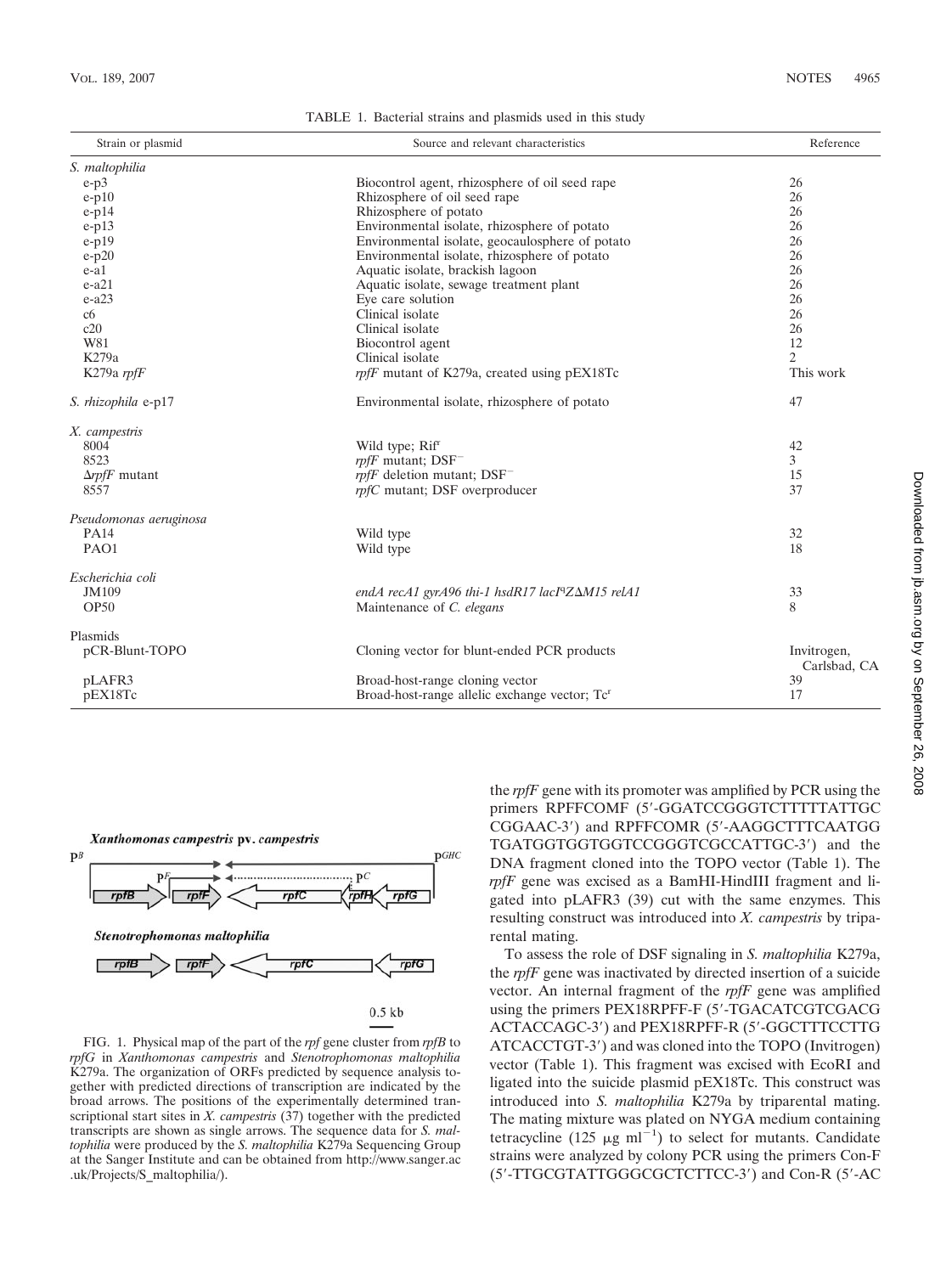TABLE 1. Bacterial strains and plasmids used in this study

| Strain or plasmid | Source and relevant characteristics | Reference |
| --- | --- | --- |
| *S. maltophilia* | | |
| e-p3 | Biocontrol agent, rhizosphere of oil seed rape | 26 |
| e-p10 | Rhizosphere of oil seed rape | 26 |
| e-p14 | Rhizosphere of potato | 26 |
| e-p13 | Environmental isolate, rhizosphere of potato | 26 |
| e-p19 | Environmental isolate, geocaulosphere of potato | 26 |
| e-p20 | Environmental isolate, rhizosphere of potato | 26 |
| e-a1 | Aquatic isolate, brackish lagoon | 26 |
| e-a21 | Aquatic isolate, sewage treatment plant | 26 |
| e-a23 | Eye care solution | 26 |
| c6 | Clinical isolate | 26 |
| c20 | Clinical isolate | 26 |
| W81 | Biocontrol agent | 12 |
| K279a | Clinical isolate | 2 |
| K279a *rpfF* | *rpfF* mutant of K279a, created using pEX18Tc | This work |
| *S. rhizophila* e-p17 | Environmental isolate, rhizosphere of potato | 47 |
| *X. campestris* | | |
| 8004 | Wild type; Rif$^r$ | 42 |
| 8523 | *rpfF* mutant; DSF$^-$ | 3 |
| Δ*rpfF* mutant | *rpfF* deletion mutant; DSF$^-$ | 15 |
| 8557 | *rpfC* mutant; DSF overproducer | 37 |
| *Pseudomonas aeruginosa* | | |
| PA14 | Wild type | 32 |
| PAO1 | Wild type | 18 |
| *Escherichia coli* | | |
| JM109 | *endA recA1 gyrA96 thi-1 hsdR17 lacI$^q$ZΔM15 relA1* | 33 |
| OP50 | Maintenance of *C. elegans* | 8 |
| Plasmids | | |
| pCR-Blunt-TOPO | Cloning vector for blunt-ended PCR products | Invitrogen, Carlsbad, CA |
| pLAFR3 | Broad-host-range cloning vector | 39 |
| pEX18Tc | Broad-host-range allelic exchange vector; Tc$^r$ | 17 |

FIG. 1. Physical map of the part of the *rpf* gene cluster from *rpfB* to *rpfG* in *Xanthomonas campestris* and *Stenotrophomonas maltophilia* K279a. The organization of ORFs predicted by sequence analysis together with predicted directions of transcription are indicated by the broad arrows. The positions of the experimentally determined transcriptional start sites in *X. campestris* (37) together with the predicted transcripts are shown as single arrows. The sequence data for *S. maltophilia* were produced by the *S. maltophilia* K279a Sequencing Group at the Sanger Institute and can be obtained from http://www.sanger.ac.uk/Projects/S_maltophilia/).

the *rpfF* gene with its promoter was amplified by PCR using the primers RPFFCOMF (5′-GGATCCGGGTCTTTTTATTGCCGGAAC-3′) and RPFFCOMR (5′-AAGGCTTTCAATGGTGATGGTGGTGGTCCGGGTCGCCATTGC-3′) and the DNA fragment cloned into the TOPO vector (Table 1). The *rpfF* gene was excised as a BamHI-HindIII fragment and ligated into pLAFR3 (39) cut with the same enzymes. This resulting construct was introduced into *X. campestris* by triparental mating.

To assess the role of DSF signaling in *S. maltophilia* K279a, the *rpfF* gene was inactivated by directed insertion of a suicide vector. An internal fragment of the *rpfF* gene was amplified using the primers PEX18RPFF-F (5′-TGACATCGTCGACGACTACCAGC-3′) and PEX18RPFF-R (5′-GGCTTTCCTTGATCACCTGT-3′) and was cloned into the TOPO (Invitrogen) vector (Table 1). This fragment was excised with EcoRI and ligated into the suicide plasmid pEX18Tc. This construct was introduced into *S. maltophilia* K279a by triparental mating. The mating mixture was plated on NYGA medium containing tetracycline (125 μg ml$^{-1}$) to select for mutants. Candidate strains were analyzed by colony PCR using the primers Con-F (5′-TTGCGTATTGGGCGCTCTTCC-3′) and Con-R (5′-AC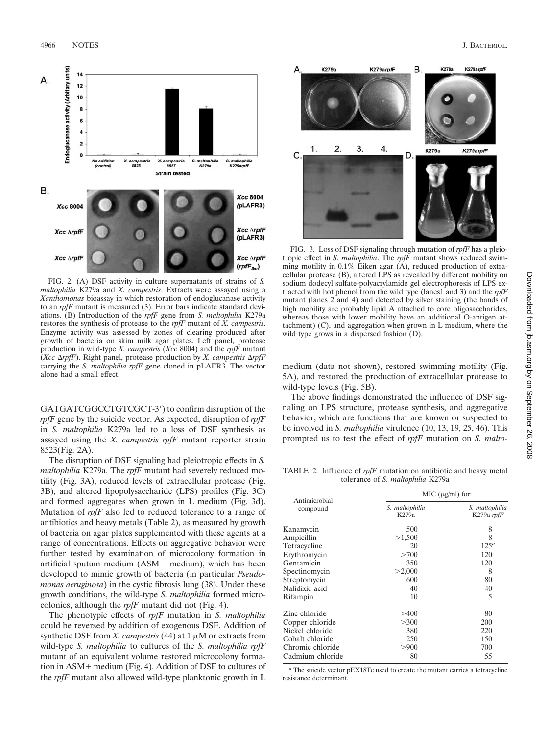FIG. 2. (A) DSF activity in culture supernatants of strains of *S. maltophilia* K279a and *X. campestris*. Extracts were assayed using a *Xanthomonas* bioassay in which restoration of endoglucanase activity to an *rpfF* mutant is measured (3). Error bars indicate standard deviations. (B) Introduction of the *rpfF* gene from *S. maltophilia* K279a restores the synthesis of protease to the *rpfF* mutant of *X. campestris*. Enzyme activity was assessed by zones of clearing produced after growth of bacteria on skim milk agar plates. Left panel, protease production in wild-type *X. campestris* (*Xcc* 8004) and the *rpfF* mutant (*Xcc* Δ*rpfF*). Right panel, protease production by *X. campestris* Δ*rpfF* carrying the *S. maltophilia rpfF* gene cloned in pLAFR3. The vector alone had a small effect.

FIG. 3. Loss of DSF signaling through mutation of *rpfF* has a pleiotropic effect in *S. maltophilia*. The *rpfF* mutant shows reduced swimming motility in 0.1% Eiken agar (A), reduced production of extracellular protease (B), altered LPS as revealed by different mobility on sodium dodecyl sulfate-polyacrylamide gel electrophoresis of LPS extracted with hot phenol from the wild type (lanes1 and 3) and the *rpfF* mutant (lanes 2 and 4) and detected by silver staining (the bands of high mobility are probably lipid A attached to core oligosaccharides, whereas those with lower mobility have an additional O-antigen attachment) (C), and aggregation when grown in L medium, where the wild type grows in a dispersed fashion (D).

GATGATCGGCCTGTCGCT-3′) to confirm disruption of the *rpfF* gene by the suicide vector. As expected, disruption of *rpfF* in *S. maltophilia* K279a led to a loss of DSF synthesis as assayed using the *X. campestris rpfF* mutant reporter strain 8523(Fig. 2A).

The disruption of DSF signaling had pleiotropic effects in *S. maltophilia* K279a. The *rpfF* mutant had severely reduced motility (Fig. 3A), reduced levels of extracellular protease (Fig. 3B), and altered lipopolysaccharide (LPS) profiles (Fig. 3C) and formed aggregates when grown in L medium (Fig. 3d). Mutation of *rpfF* also led to reduced tolerance to a range of antibiotics and heavy metals (Table 2), as measured by growth of bacteria on agar plates supplemented with these agents at a range of concentrations. Effects on aggregative behavior were further tested by examination of microcolony formation in artificial sputum medium (ASM+ medium), which has been developed to mimic growth of bacteria (in particular *Pseudomonas aeruginosa*) in the cystic fibrosis lung (38). Under these growth conditions, the wild-type *S. maltophilia* formed microcolonies, although the *rpfF* mutant did not (Fig. 4).

The phenotypic effects of *rpfF* mutation in *S. maltophilia* could be reversed by addition of exogenous DSF. Addition of synthetic DSF from *X. campestris* (44) at 1 μM or extracts from wild-type *S. maltophilia* to cultures of the *S. maltophilia rpfF* mutant of an equivalent volume restored microcolony formation in ASM+ medium (Fig. 4). Addition of DSF to cultures of the *rpfF* mutant also allowed wild-type planktonic growth in L medium (data not shown), restored swimming motility (Fig. 5A), and restored the production of extracellular protease to wild-type levels (Fig. 5B).

The above findings demonstrated the influence of DSF signaling on LPS structure, protease synthesis, and aggregative behavior, which are functions that are known or suspected to be involved in *S. maltophilia* virulence (10, 13, 19, 25, 46). This prompted us to test the effect of *rpfF* mutation on *S. malto-*

TABLE 2. Influence of *rpfF* mutation on antibiotic and heavy metal tolerance of *S. maltophilia* K279a

| Antimicrobial compound | MIC (μg/ml) for: | |
|---|---|---|
| | *S. maltophilia* K279a | *S. maltophilia* K279a *rpfF* |
| Kanamycin | 500 | 8 |
| Ampicillin | >1,500 | 8 |
| Tetracycline | 20 | 125[a] |
| Erythromycin | >700 | 120 |
| Gentamicin | 350 | 120 |
| Spectinomycin | >2,000 | 8 |
| Streptomycin | 600 | 80 |
| Nalidixic acid | 40 | 40 |
| Rifampin | 10 | 5 |
| Zinc chloride | >400 | 80 |
| Copper chloride | >300 | 200 |
| Nickel chloride | 380 | 220 |
| Cobalt chloride | 250 | 150 |
| Chromic chloride | >900 | 700 |
| Cadmium chloride | 80 | 55 |

[a] The suicide vector pEX18Tc used to create the mutant carries a tetracycline resistance determinant.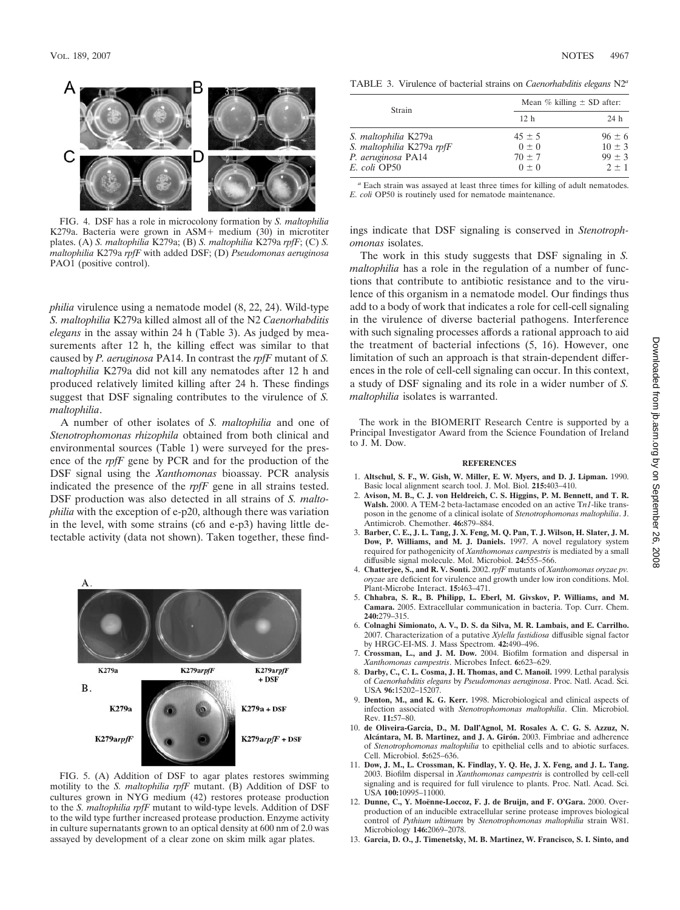FIG. 4. DSF has a role in microcolony formation by *S. maltophilia* K279a. Bacteria were grown in ASM+ medium (30) in microtiter plates. (A) *S. maltophilia* K279a; (B) *S. maltophilia* K279a *rpfF*; (C) *S. maltophilia* K279a *rpfF* with added DSF; (D) *Pseudomonas aeruginosa* PAO1 (positive control).

*philia* virulence using a nematode model (8, 22, 24). Wild-type *S. maltophilia* K279a killed almost all of the N2 *Caenorhabditis elegans* in the assay within 24 h (Table 3). As judged by measurements after 12 h, the killing effect was similar to that caused by *P. aeruginosa* PA14. In contrast the *rpfF* mutant of *S. maltophilia* K279a did not kill any nematodes after 12 h and produced relatively limited killing after 24 h. These findings suggest that DSF signaling contributes to the virulence of *S. maltophilia*.

A number of other isolates of *S. maltophilia* and one of *Stenotrophomonas rhizophila* obtained from both clinical and environmental sources (Table 1) were surveyed for the presence of the *rpfF* gene by PCR and for the production of the DSF signal using the *Xanthomonas* bioassay. PCR analysis indicated the presence of the *rpfF* gene in all strains tested. DSF production was also detected in all strains of *S. maltophilia* with the exception of e-p20, although there was variation in the level, with some strains (c6 and e-p3) having little detectable activity (data not shown). Taken together, these findings indicate that DSF signaling is conserved in *Stenotrophomonas* isolates.

FIG. 5. (A) Addition of DSF to agar plates restores swimming motility to the *S. maltophilia rpfF* mutant. (B) Addition of DSF to cultures grown in NYG medium (42) restores protease production to the *S. maltophilia rpfF* mutant to wild-type levels. Addition of DSF to the wild type further increased protease production. Enzyme activity in culture supernatants grown to an optical density at 600 nm of 2.0 was assayed by development of a clear zone on skim milk agar plates.

TABLE 3. Virulence of bacterial strains on *Caenorhabditis elegans* N2[a]

| Strain | Mean % killing ± SD after: | |
|---|---|---|
| | 12 h | 24 h |
| *S. maltophilia* K279a | 45 ± 5 | 96 ± 6 |
| *S. maltophilia* K279a *rpfF* | 0 ± 0 | 10 ± 3 |
| *P. aeruginosa* PA14 | 70 ± 7 | 99 ± 3 |
| *E. coli* OP50 | 0 ± 0 | 2 ± 1 |

[a] Each strain was assayed at least three times for killing of adult nematodes. *E. coli* OP50 is routinely used for nematode maintenance.

The work in this study suggests that DSF signaling in *S. maltophilia* has a role in the regulation of a number of functions that contribute to antibiotic resistance and to the virulence of this organism in a nematode model. Our findings thus add to a body of work that indicates a role for cell-cell signaling in the virulence of diverse bacterial pathogens. Interference with such signaling processes affords a rational approach to aid the treatment of bacterial infections (5, 16). However, one limitation of such an approach is that strain-dependent differences in the role of cell-cell signaling can occur. In this context, a study of DSF signaling and its role in a wider number of *S. maltophilia* isolates is warranted.

The work in the BIOMERIT Research Centre is supported by a Principal Investigator Award from the Science Foundation of Ireland to J. M. Dow.

## REFERENCES

1. **Altschul, S. F., W. Gish, W. Miller, E. W. Myers, and D. J. Lipman.** 1990. Basic local alignment search tool. J. Mol. Biol. **215:**403–410.
2. **Avison, M. B., C. J. von Heldreich, C. S. Higgins, P. M. Bennett, and T. R. Walsh.** 2000. A TEM-2 beta-lactamase encoded on an active T*n1*-like transposon in the genome of a clinical isolate of *Stenotrophomonas maltophilia*. J. Antimicrob. Chemother. **46:**879–884.
3. **Barber, C. E., J. L. Tang, J. X. Feng, M. Q. Pan, T. J. Wilson, H. Slater, J. M. Dow, P. Williams, and M. J. Daniels.** 1997. A novel regulatory system required for pathogenicity of *Xanthomonas campestris* is mediated by a small diffusible signal molecule. Mol. Microbiol. **24:**555–566.
4. **Chatterjee, S., and R. V. Sonti.** 2002. *rpfF* mutants of *Xanthomonas oryzae pv. oryzae* are deficient for virulence and growth under low iron conditions. Mol. Plant-Microbe Interact. **15:**463–471.
5. **Chhabra, S. R., B. Philipp, L. Eberl, M. Givskov, P. Williams, and M. Camara.** 2005. Extracellular communication in bacteria. Top. Curr. Chem. **240:**279–315.
6. **Colnaghi Simionato, A. V., D. S. da Silva, M. R. Lambais, and E. Carrilho.** 2007. Characterization of a putative *Xylella fastidiosa* diffusible signal factor by HRGC-EI-MS. J. Mass Spectrom. **42:**490–496.
7. **Crossman, L., and J. M. Dow.** 2004. Biofilm formation and dispersal in *Xanthomonas campestris*. Microbes Infect. **6:**623–629.
8. **Darby, C., C. L. Cosma, J. H. Thomas, and C. Manoil.** 1999. Lethal paralysis of *Caenorhabditis elegans* by *Pseudomonas aeruginosa*. Proc. Natl. Acad. Sci. USA **96:**15202–15207.
9. **Denton, M., and K. G. Kerr.** 1998. Microbiological and clinical aspects of infection associated with *Stenotrophomonas maltophilia*. Clin. Microbiol. Rev. **11:**57–80.
10. **de Oliveira-Garcia, D., M. Dall'Agnol, M. Rosales A. C. G. S. Azzuz, N. Alcántara, M. B. Martinez, and J. A. Girón.** 2003. Fimbriae and adherence of *Stenotrophomonas maltophilia* to epithelial cells and to abiotic surfaces. Cell. Microbiol. **5:**625–636.
11. **Dow, J. M., L. Crossman, K. Findlay, Y. Q. He, J. X. Feng, and J. L. Tang.** 2003. Biofilm dispersal in *Xanthomonas campestris* is controlled by cell-cell signaling and is required for full virulence to plants. Proc. Natl. Acad. Sci. USA **100:**10995–11000.
12. **Dunne, C., Y. Moënne-Loccoz, F. J. de Bruijn, and F. O'Gara.** 2000. Overproduction of an inducible extracellular serine protease improves biological control of *Pythium ultimum* by *Stenotrophomonas maltophilia* strain W81. Microbiology **146:**2069–2078.
13. **Garcia, D. O., J. Timenetsky, M. B. Martinez, W. Francisco, S. I. Sinto, and**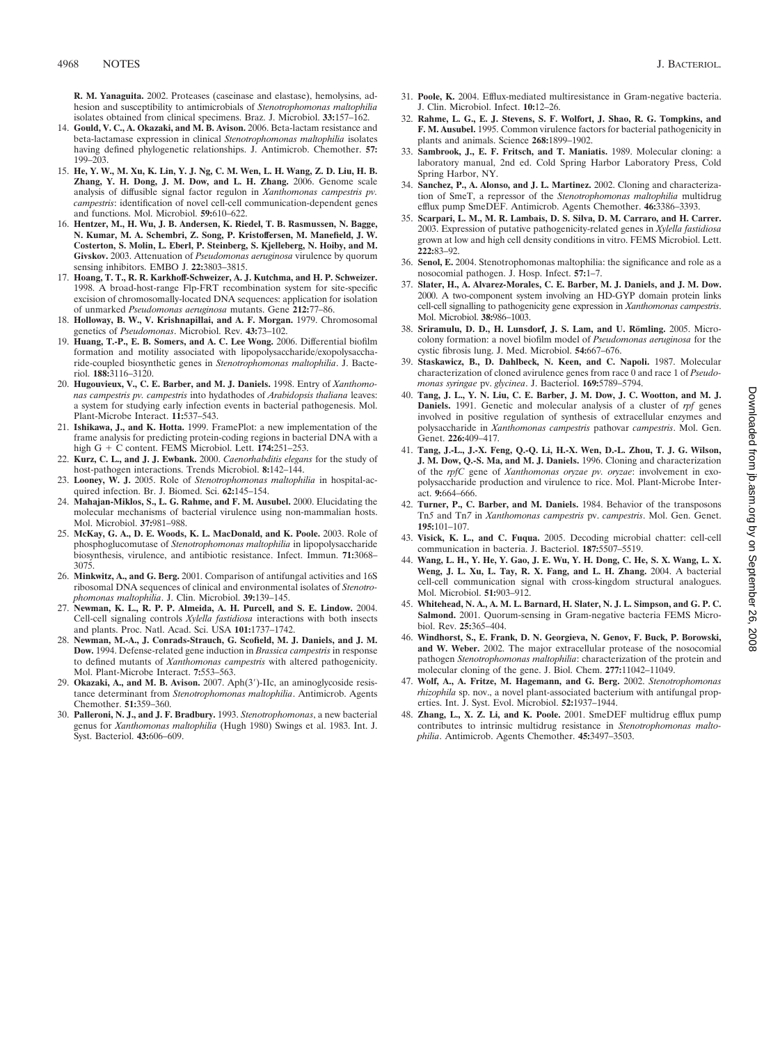R. M. Yanaguita. 2002. Proteases (caseinase and elastase), hemolysins, adhesion and susceptibility to antimicrobials of *Stenotrophomonas maltophilia* isolates obtained from clinical specimens. Braz. J. Microbiol. **33:**157–162.

14. **Gould, V. C., A. Okazaki, and M. B. Avison.** 2006. Beta-lactam resistance and beta-lactamase expression in clinical *Stenotrophomonas maltophilia* isolates having defined phylogenetic relationships. J. Antimicrob. Chemother. **57:** 199–203.
15. **He, Y. W., M. Xu, K. Lin, Y. J. Ng, C. M. Wen, L. H. Wang, Z. D. Liu, H. B. Zhang, Y. H. Dong, J. M. Dow, and L. H. Zhang.** 2006. Genome scale analysis of diffusible signal factor regulon in *Xanthomonas campestris pv. campestris*: identification of novel cell-cell communication-dependent genes and functions. Mol. Microbiol. **59:**610–622.
16. **Hentzer, M., H. Wu, J. B. Andersen, K. Riedel, T. B. Rasmussen, N. Bagge, N. Kumar, M. A. Schembri, Z. Song, P. Kristoffersen, M. Manefield, J. W. Costerton, S. Molin, L. Eberl, P. Steinberg, S. Kjelleberg, N. Hoiby, and M. Givskov.** 2003. Attenuation of *Pseudomonas aeruginosa* virulence by quorum sensing inhibitors. EMBO J. **22:**3803–3815.
17. **Hoang, T. T., R. R. Karkhoff-Schweizer, A. J. Kutchma, and H. P. Schweizer.** 1998. A broad-host-range Flp-FRT recombination system for site-specific excision of chromosomally-located DNA sequences: application for isolation of unmarked *Pseudomonas aeruginosa* mutants. Gene **212:**77–86.
18. **Holloway, B. W., V. Krishnapillai, and A. F. Morgan.** 1979. Chromosomal genetics of *Pseudomonas*. Microbiol. Rev. **43:**73–102.
19. **Huang, T.-P., E. B. Somers, and A. C. Lee Wong.** 2006. Differential biofilm formation and motility associated with lipopolysaccharide/exopolysaccharide-coupled biosynthetic genes in *Stenotrophomonas maltophilia*. J. Bacteriol. **188:**3116–3120.
20. **Hugouvieux, V., C. E. Barber, and M. J. Daniels.** 1998. Entry of *Xanthomonas campestris pv. campestris* into hydathodes of *Arabidopsis thaliana* leaves: a system for studying early infection events in bacterial pathogenesis. Mol. Plant-Microbe Interact. **11:**537–543.
21. **Ishikawa, J., and K. Hotta.** 1999. FramePlot: a new implementation of the frame analysis for predicting protein-coding regions in bacterial DNA with a high G + C content. FEMS Microbiol. Lett. **174:**251–253.
22. **Kurz, C. L., and J. J. Ewbank.** 2000. *Caenorhabditis elegans* for the study of host-pathogen interactions. Trends Microbiol. **8:**142–144.
23. **Looney, W. J.** 2005. Role of *Stenotrophomonas maltophilia* in hospital-acquired infection. Br. J. Biomed. Sci. **62:**145–154.
24. **Mahajan-Miklos, S., L. G. Rahme, and F. M. Ausubel.** 2000. Elucidating the molecular mechanisms of bacterial virulence using non-mammalian hosts. Mol. Microbiol. **37:**981–988.
25. **McKay, G. A., D. E. Woods, K. L. MacDonald, and K. Poole.** 2003. Role of phosphoglucomutase of *Stenotrophomonas maltophilia* in lipopolysaccharide biosynthesis, virulence, and antibiotic resistance. Infect. Immun. **71:**3068–3075.
26. **Minkwitz, A., and G. Berg.** 2001. Comparison of antifungal activities and 16S ribosomal DNA sequences of clinical and environmental isolates of *Stenotrophomonas maltophilia*. J. Clin. Microbiol. **39:**139–145.
27. **Newman, K. L., R. P. P. Almeida, A. H. Purcell, and S. E. Lindow.** 2004. Cell-cell signaling controls *Xylella fastidiosa* interactions with both insects and plants. Proc. Natl. Acad. Sci. USA **101:**1737–1742.
28. **Newman, M.-A., J. Conrads-Strauch, G. Scofield, M. J. Daniels, and J. M. Dow.** 1994. Defense-related gene induction in *Brassica campestris* in response to defined mutants of *Xanthomonas campestris* with altered pathogenicity. Mol. Plant-Microbe Interact. **7:**553–563.
29. **Okazaki, A., and M. B. Avison.** 2007. Aph(3′)-IIc, an aminoglycoside resistance determinant from *Stenotrophomonas maltophilia*. Antimicrob. Agents Chemother. **51:**359–360.
30. **Palleroni, N. J., and J. F. Bradbury.** 1993. *Stenotrophomonas*, a new bacterial genus for *Xanthomonas maltophilia* (Hugh 1980) Swings et al. 1983. Int. J. Syst. Bacteriol. **43:**606–609.
31. **Poole, K.** 2004. Efflux-mediated multiresistance in Gram-negative bacteria. J. Clin. Microbiol. Infect. **10:**12–26.
32. **Rahme, L. G., E. J. Stevens, S. F. Wolfort, J. Shao, R. G. Tompkins, and F. M. Ausubel.** 1995. Common virulence factors for bacterial pathogenicity in plants and animals. Science **268:**1899–1902.
33. **Sambrook, J., E. F. Fritsch, and T. Maniatis.** 1989. Molecular cloning: a laboratory manual, 2nd ed. Cold Spring Harbor Laboratory Press, Cold Spring Harbor, NY.
34. **Sanchez, P., A. Alonso, and J. L. Martinez.** 2002. Cloning and characterization of SmeT, a repressor of the *Stenotrophomonas maltophilia* multidrug efflux pump SmeDEF. Antimicrob. Agents Chemother. **46:**3386–3393.
35. **Scarpari, L. M., M. R. Lambais, D. S. Silva, D. M. Carraro, and H. Carrer.** 2003. Expression of putative pathogenicity-related genes in *Xylella fastidiosa* grown at low and high cell density conditions in vitro. FEMS Microbiol. Lett. **222:**83–92.
36. **Senol, E.** 2004. Stenotrophomonas maltophilia: the significance and role as a nosocomial pathogen. J. Hosp. Infect. **57:**1–7.
37. **Slater, H., A. Alvarez-Morales, C. E. Barber, M. J. Daniels, and J. M. Dow.** 2000. A two-component system involving an HD-GYP domain protein links cell-cell signalling to pathogenicity gene expression in *Xanthomonas campestris*. Mol. Microbiol. **38:**986–1003.
38. **Sriramulu, D. D., H. Lunsdorf, J. S. Lam, and U. Römling.** 2005. Microcolony formation: a novel biofilm model of *Pseudomonas aeruginosa* for the cystic fibrosis lung. J. Med. Microbiol. **54:**667–676.
39. **Staskawicz, B., D. Dahlbeck, N. Keen, and C. Napoli.** 1987. Molecular characterization of cloned avirulence genes from race 0 and race 1 of *Pseudomonas syringae* pv. *glycinea*. J. Bacteriol. **169:**5789–5794.
40. **Tang, J. L., Y. N. Liu, C. E. Barber, J. M. Dow, J. C. Wootton, and M. J. Daniels.** 1991. Genetic and molecular analysis of a cluster of *rpf* genes involved in positive regulation of synthesis of extracellular enzymes and polysaccharide in *Xanthomonas campestris* pathovar *campestris*. Mol. Gen. Genet. **226:**409–417.
41. **Tang, J.-L., J.-X. Feng, Q.-Q. Li, H.-X. Wen, D.-L. Zhou, T. J. G. Wilson, J. M. Dow, Q.-S. Ma, and M. J. Daniels.** 1996. Cloning and characterization of the *rpfC* gene of *Xanthomonas oryzae pv. oryzae*: involvement in exopolysaccharide production and virulence to rice. Mol. Plant-Microbe Interact. **9:**664–666.
42. **Turner, P., C. Barber, and M. Daniels.** 1984. Behavior of the transposons Tn*5* and Tn*7* in *Xanthomonas campestris* pv. *campestris*. Mol. Gen. Genet. **195:**101–107.
43. **Visick, K. L., and C. Fuqua.** 2005. Decoding microbial chatter: cell-cell communication in bacteria. J. Bacteriol. **187:**5507–5519.
44. **Wang, L. H., Y. He, Y. Gao, J. E. Wu, Y. H. Dong, C. He, S. X. Wang, L. X. Weng, J. L. Xu, L. Tay, R. X. Fang, and L. H. Zhang.** 2004. A bacterial cell-cell communication signal with cross-kingdom structural analogues. Mol. Microbiol. **51:**903–912.
45. **Whitehead, N. A., A. M. L. Barnard, H. Slater, N. J. L. Simpson, and G. P. C. Salmond.** 2001. Quorum-sensing in Gram-negative bacteria FEMS Microbiol. Rev. **25:**365–404.
46. **Windhorst, S., E. Frank, D. N. Georgieva, N. Genov, F. Buck, P. Borowski, and W. Weber.** 2002. The major extracellular protease of the nosocomial pathogen *Stenotrophomonas maltophilia*: characterization of the protein and molecular cloning of the gene. J. Biol. Chem. **277:**11042–11049.
47. **Wolf, A., A. Fritze, M. Hagemann, and G. Berg.** 2002. *Stenotrophomonas rhizophila* sp. nov., a novel plant-associated bacterium with antifungal properties. Int. J. Syst. Evol. Microbiol. **52:**1937–1944.
48. **Zhang, L., X. Z. Li, and K. Poole.** 2001. SmeDEF multidrug efflux pump contributes to intrinsic multidrug resistance in *Stenotrophomonas maltophilia*. Antimicrob. Agents Chemother. **45:**3497–3503.